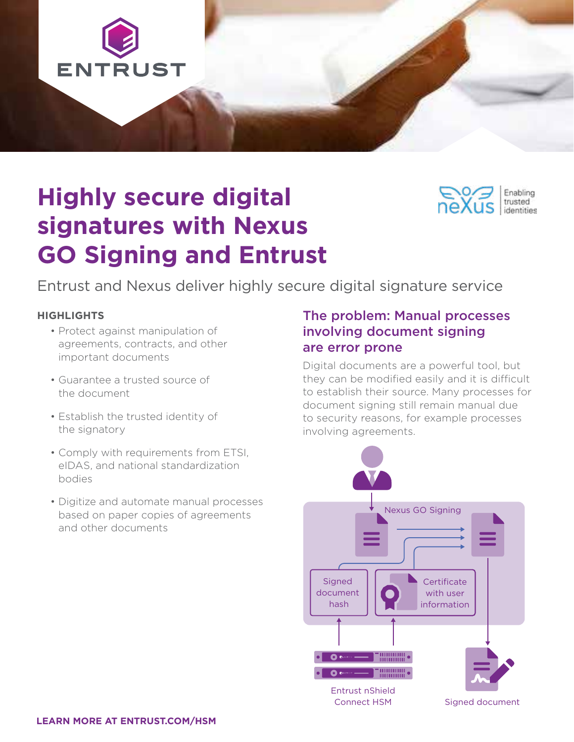# Highly secure digital signatures with Nexus GO Signing and Entrust

Entrust and Nexus deliver highly secure digital signature service

**HIGHLIGHTS**

- Protect against manipulation of agreements, contracts, and other important documents
- Guarantee a trusted source of the document
- Establish the trusted identity of the signatory
- Comply with requirements from ETSI, eIDAS, and national standardization bodies
- Digitize and automate manual processes based on paper copies of agreements and other documents

## The problem: Manual processes involving document signing are error prone

Digital documents are a powerful tool, but they can be modified easily and it is difficult to establish their source. Many processes for document signing still remain manual due to security reasons, for example processes involving agreements.

Nexus GO Signing

Signed document hash

Certificate with user information

Entrust nShield Connect HSM

Signed document

**LEARN MORE AT ENTRUST.COM/HSM**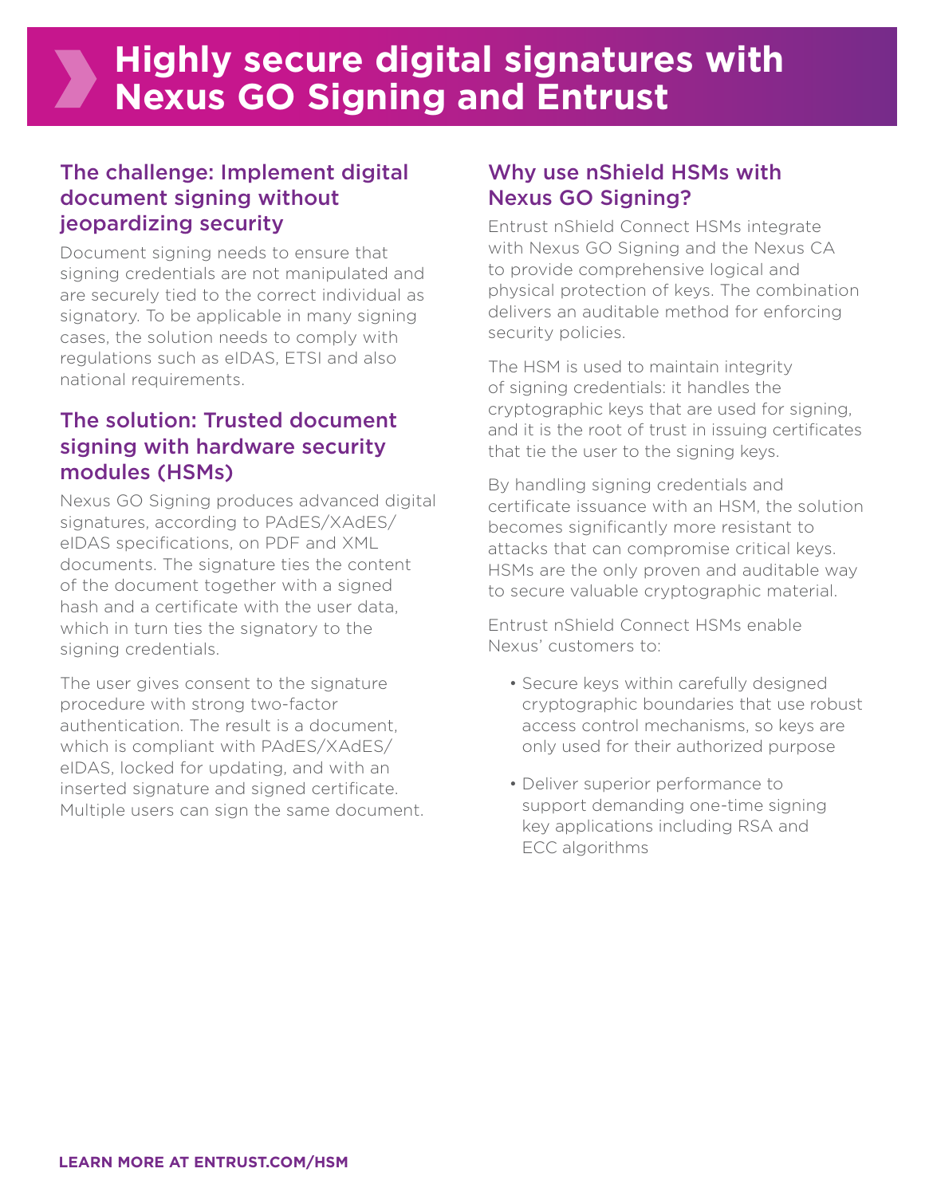# Highly secure digital signatures with Nexus GO Signing and Entrust

## The challenge: Implement digital document signing without jeopardizing security

Document signing needs to ensure that signing credentials are not manipulated and are securely tied to the correct individual as signatory. To be applicable in many signing cases, the solution needs to comply with regulations such as eIDAS, ETSI and also national requirements.

## The solution: Trusted document signing with hardware security modules (HSMs)

Nexus GO Signing produces advanced digital signatures, according to PAdES/XAdES/eIDAS specifications, on PDF and XML documents. The signature ties the content of the document together with a signed hash and a certificate with the user data, which in turn ties the signatory to the signing credentials.

The user gives consent to the signature procedure with strong two-factor authentication. The result is a document, which is compliant with PAdES/XAdES/eIDAS, locked for updating, and with an inserted signature and signed certificate. Multiple users can sign the same document.

## Why use nShield HSMs with Nexus GO Signing?

Entrust nShield Connect HSMs integrate with Nexus GO Signing and the Nexus CA to provide comprehensive logical and physical protection of keys. The combination delivers an auditable method for enforcing security policies.

The HSM is used to maintain integrity of signing credentials: it handles the cryptographic keys that are used for signing, and it is the root of trust in issuing certificates that tie the user to the signing keys.

By handling signing credentials and certificate issuance with an HSM, the solution becomes significantly more resistant to attacks that can compromise critical keys. HSMs are the only proven and auditable way to secure valuable cryptographic material.

Entrust nShield Connect HSMs enable Nexus' customers to:

- Secure keys within carefully designed cryptographic boundaries that use robust access control mechanisms, so keys are only used for their authorized purpose
- Deliver superior performance to support demanding one-time signing key applications including RSA and ECC algorithms

**LEARN MORE AT ENTRUST.COM/HSM**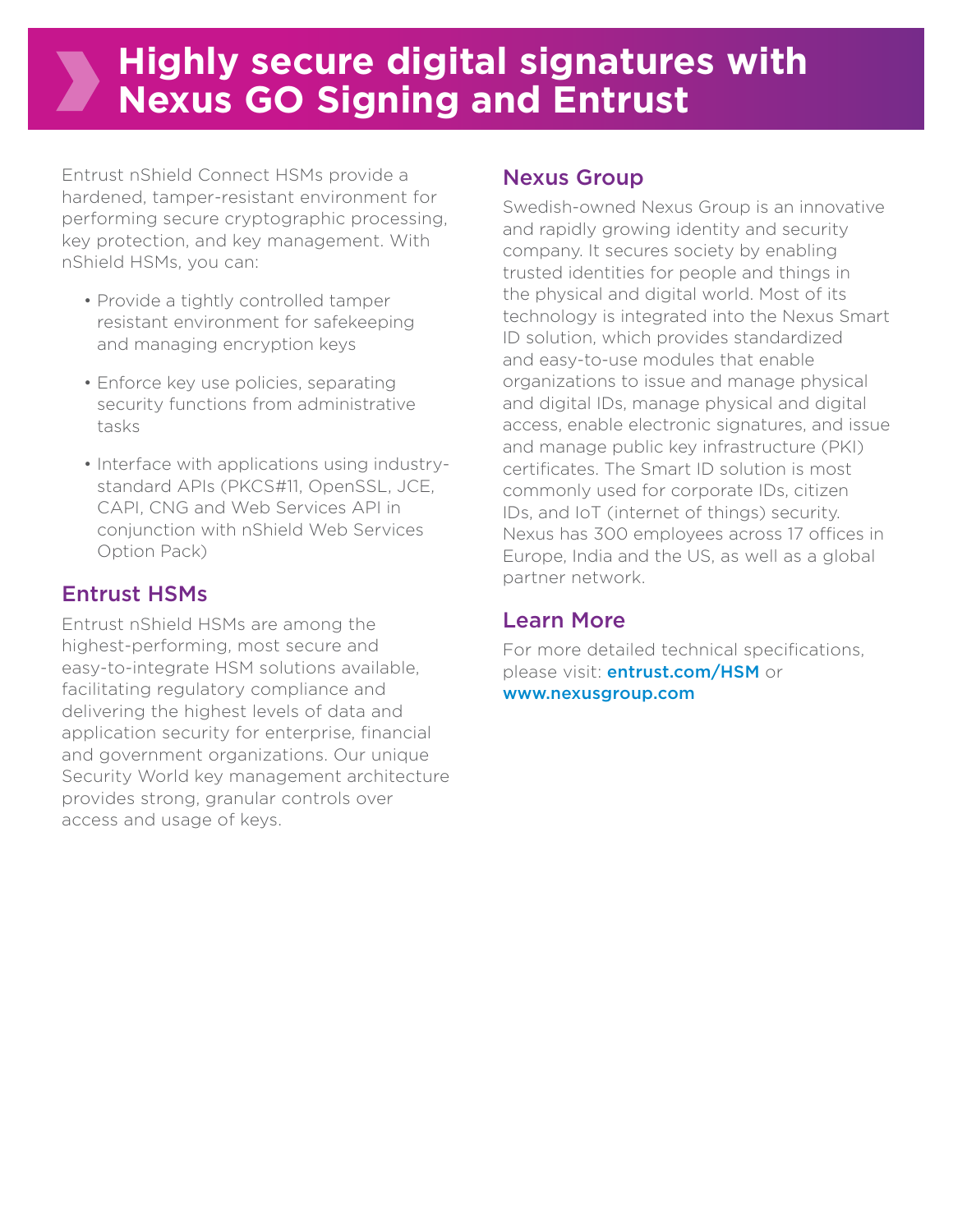# Highly secure digital signatures with Nexus GO Signing and Entrust

Entrust nShield Connect HSMs provide a hardened, tamper-resistant environment for performing secure cryptographic processing, key protection, and key management. With nShield HSMs, you can:

- Provide a tightly controlled tamper resistant environment for safekeeping and managing encryption keys
- Enforce key use policies, separating security functions from administrative tasks
- Interface with applications using industry-standard APIs (PKCS#11, OpenSSL, JCE, CAPI, CNG and Web Services API in conjunction with nShield Web Services Option Pack)

## Entrust HSMs

Entrust nShield HSMs are among the highest-performing, most secure and easy-to-integrate HSM solutions available, facilitating regulatory compliance and delivering the highest levels of data and application security for enterprise, financial and government organizations. Our unique Security World key management architecture provides strong, granular controls over access and usage of keys.

## Nexus Group

Swedish-owned Nexus Group is an innovative and rapidly growing identity and security company. It secures society by enabling trusted identities for people and things in the physical and digital world. Most of its technology is integrated into the Nexus Smart ID solution, which provides standardized and easy-to-use modules that enable organizations to issue and manage physical and digital IDs, manage physical and digital access, enable electronic signatures, and issue and manage public key infrastructure (PKI) certificates. The Smart ID solution is most commonly used for corporate IDs, citizen IDs, and IoT (internet of things) security. Nexus has 300 employees across 17 offices in Europe, India and the US, as well as a global partner network.

## Learn More

For more detailed technical specifications, please visit: entrust.com/HSM or www.nexusgroup.com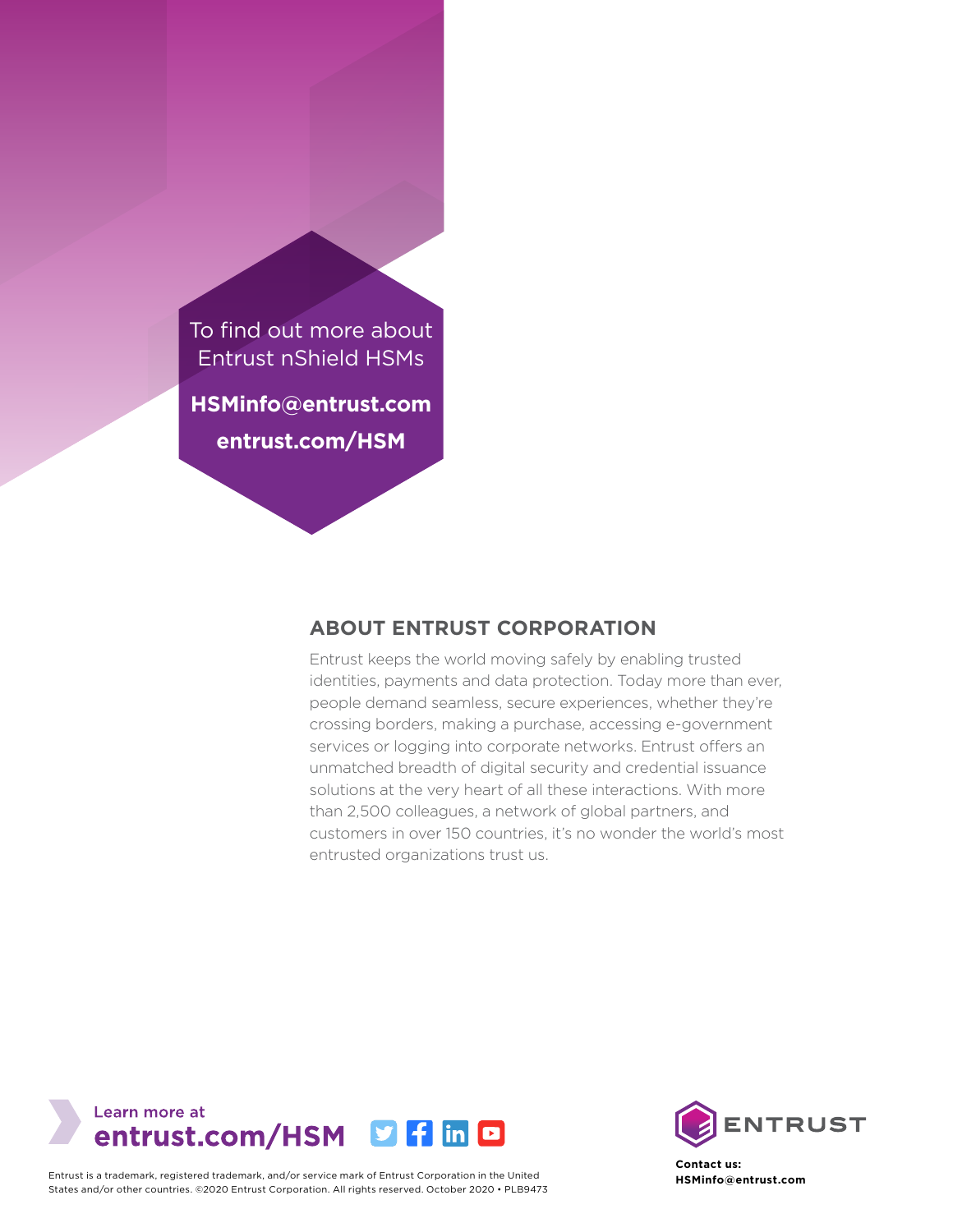To find out more about Entrust nShield HSMs

**HSMinfo@entrust.com**

**entrust.com/HSM**

## ABOUT ENTRUST CORPORATION

Entrust keeps the world moving safely by enabling trusted identities, payments and data protection. Today more than ever, people demand seamless, secure experiences, whether they're crossing borders, making a purchase, accessing e-government services or logging into corporate networks. Entrust offers an unmatched breadth of digital security and credential issuance solutions at the very heart of all these interactions. With more than 2,500 colleagues, a network of global partners, and customers in over 150 countries, it's no wonder the world's most entrusted organizations trust us.

Learn more at
**entrust.com/HSM**

ENTRUST

**Contact us:**
**HSMinfo@entrust.com**

Entrust is a trademark, registered trademark, and/or service mark of Entrust Corporation in the United States and/or other countries. ©2020 Entrust Corporation. All rights reserved. October 2020 • PLB9473